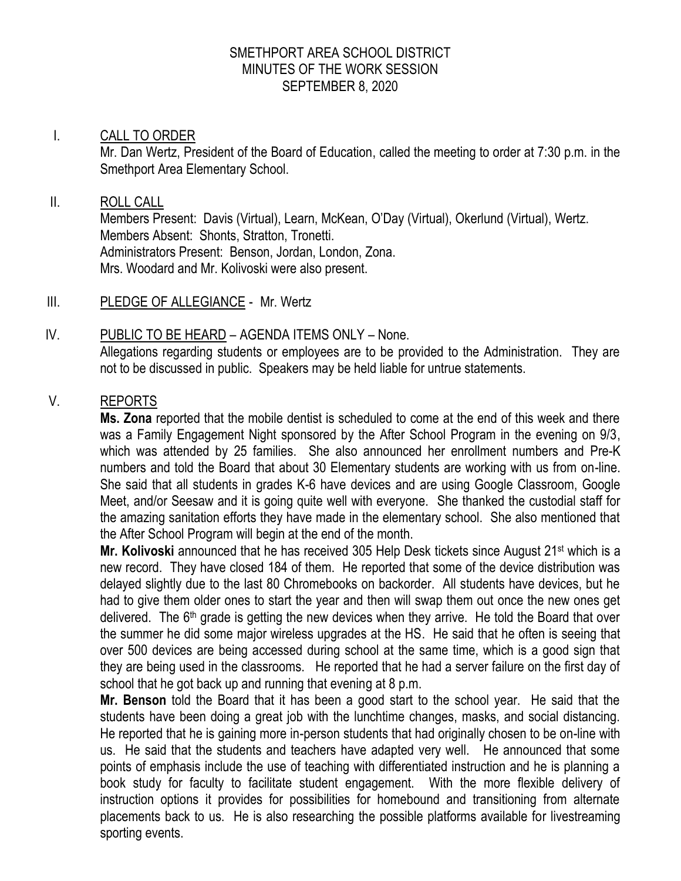# SMETHPORT AREA SCHOOL DISTRICT
## MINUTES OF THE WORK SESSION
## SEPTEMBER 8, 2020

I. CALL TO ORDER

Mr. Dan Wertz, President of the Board of Education, called the meeting to order at 7:30 p.m. in the Smethport Area Elementary School.

II. ROLL CALL

Members Present: Davis (Virtual), Learn, McKean, O'Day (Virtual), Okerlund (Virtual), Wertz.
Members Absent: Shonts, Stratton, Tronetti.
Administrators Present: Benson, Jordan, London, Zona.
Mrs. Woodard and Mr. Kolivoski were also present.

III. PLEDGE OF ALLEGIANCE - Mr. Wertz

IV. PUBLIC TO BE HEARD – AGENDA ITEMS ONLY – None.

Allegations regarding students or employees are to be provided to the Administration. They are not to be discussed in public. Speakers may be held liable for untrue statements.

V. REPORTS

**Ms. Zona** reported that the mobile dentist is scheduled to come at the end of this week and there was a Family Engagement Night sponsored by the After School Program in the evening on 9/3, which was attended by 25 families. She also announced her enrollment numbers and Pre-K numbers and told the Board that about 30 Elementary students are working with us from on-line. She said that all students in grades K-6 have devices and are using Google Classroom, Google Meet, and/or Seesaw and it is going quite well with everyone. She thanked the custodial staff for the amazing sanitation efforts they have made in the elementary school. She also mentioned that the After School Program will begin at the end of the month.

**Mr. Kolivoski** announced that he has received 305 Help Desk tickets since August 21st which is a new record. They have closed 184 of them. He reported that some of the device distribution was delayed slightly due to the last 80 Chromebooks on backorder. All students have devices, but he had to give them older ones to start the year and then will swap them out once the new ones get delivered. The 6th grade is getting the new devices when they arrive. He told the Board that over the summer he did some major wireless upgrades at the HS. He said that he often is seeing that over 500 devices are being accessed during school at the same time, which is a good sign that they are being used in the classrooms. He reported that he had a server failure on the first day of school that he got back up and running that evening at 8 p.m.

**Mr. Benson** told the Board that it has been a good start to the school year. He said that the students have been doing a great job with the lunchtime changes, masks, and social distancing. He reported that he is gaining more in-person students that had originally chosen to be on-line with us. He said that the students and teachers have adapted very well. He announced that some points of emphasis include the use of teaching with differentiated instruction and he is planning a book study for faculty to facilitate student engagement. With the more flexible delivery of instruction options it provides for possibilities for homebound and transitioning from alternate placements back to us. He is also researching the possible platforms available for livestreaming sporting events.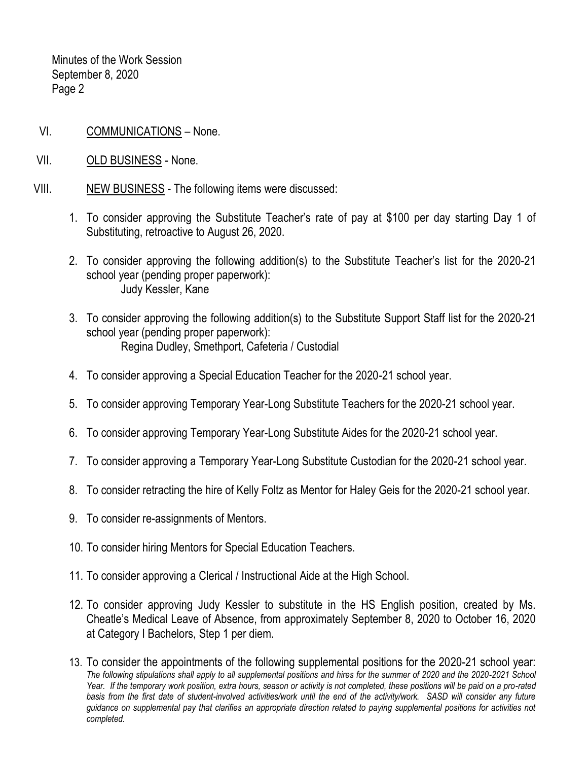Minutes of the Work Session
September 8, 2020
Page 2

VI. COMMUNICATIONS – None.

VII. OLD BUSINESS - None.

VIII. NEW BUSINESS - The following items were discussed:

1. To consider approving the Substitute Teacher's rate of pay at $100 per day starting Day 1 of Substituting, retroactive to August 26, 2020.

2. To consider approving the following addition(s) to the Substitute Teacher's list for the 2020-21 school year (pending proper paperwork):
   Judy Kessler, Kane

3. To consider approving the following addition(s) to the Substitute Support Staff list for the 2020-21 school year (pending proper paperwork):
   Regina Dudley, Smethport, Cafeteria / Custodial

4. To consider approving a Special Education Teacher for the 2020-21 school year.

5. To consider approving Temporary Year-Long Substitute Teachers for the 2020-21 school year.

6. To consider approving Temporary Year-Long Substitute Aides for the 2020-21 school year.

7. To consider approving a Temporary Year-Long Substitute Custodian for the 2020-21 school year.

8. To consider retracting the hire of Kelly Foltz as Mentor for Haley Geis for the 2020-21 school year.

9. To consider re-assignments of Mentors.

10. To consider hiring Mentors for Special Education Teachers.

11. To consider approving a Clerical / Instructional Aide at the High School.

12. To consider approving Judy Kessler to substitute in the HS English position, created by Ms. Cheatle's Medical Leave of Absence, from approximately September 8, 2020 to October 16, 2020 at Category I Bachelors, Step 1 per diem.

13. To consider the appointments of the following supplemental positions for the 2020-21 school year:
    *The following stipulations shall apply to all supplemental positions and hires for the summer of 2020 and the 2020-2021 School Year. If the temporary work position, extra hours, season or activity is not completed, these positions will be paid on a pro-rated basis from the first date of student-involved activities/work until the end of the activity/work. SASD will consider any future guidance on supplemental pay that clarifies an appropriate direction related to paying supplemental positions for activities not completed.*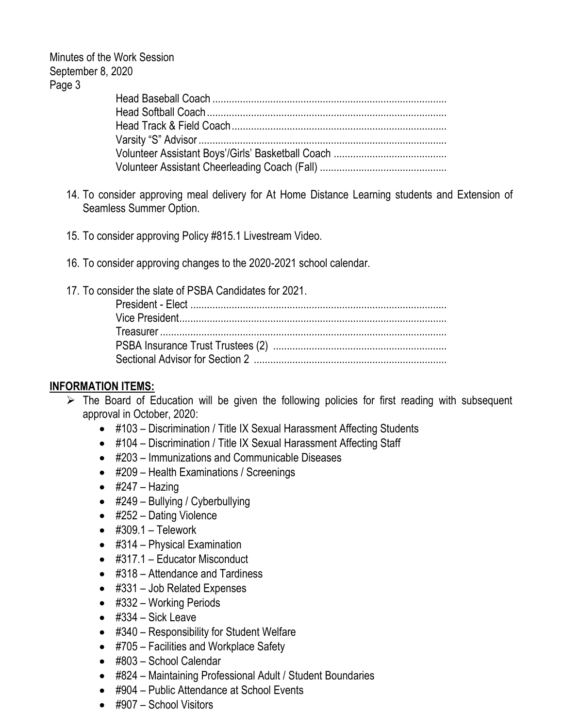Head Baseball Coach ....................................................................................
Head Softball Coach ......................................................................................
Head Track & Field Coach .............................................................................
Varsity "S" Advisor .........................................................................................
Volunteer Assistant Boys'/Girls' Basketball Coach .........................................
Volunteer Assistant Cheerleading Coach (Fall) .............................................

14. To consider approving meal delivery for At Home Distance Learning students and Extension of Seamless Summer Option.

15. To consider approving Policy #815.1 Livestream Video.

16. To consider approving changes to the 2020-2021 school calendar.

17. To consider the slate of PSBA Candidates for 2021.

    President - Elect ...........................................................................................
    Vice President................................................................................................
    Treasurer .......................................................................................................
    PSBA Insurance Trust Trustees (2) ..............................................................
    Sectional Advisor for Section 2 .....................................................................

## INFORMATION ITEMS:

- The Board of Education will be given the following policies for first reading with subsequent approval in October, 2020:
  - #103 – Discrimination / Title IX Sexual Harassment Affecting Students
  - #104 – Discrimination / Title IX Sexual Harassment Affecting Staff
  - #203 – Immunizations and Communicable Diseases
  - #209 – Health Examinations / Screenings
  - #247 – Hazing
  - #249 – Bullying / Cyberbullying
  - #252 – Dating Violence
  - #309.1 – Telework
  - #314 – Physical Examination
  - #317.1 – Educator Misconduct
  - #318 – Attendance and Tardiness
  - #331 – Job Related Expenses
  - #332 – Working Periods
  - #334 – Sick Leave
  - #340 – Responsibility for Student Welfare
  - #705 – Facilities and Workplace Safety
  - #803 – School Calendar
  - #824 – Maintaining Professional Adult / Student Boundaries
  - #904 – Public Attendance at School Events
  - #907 – School Visitors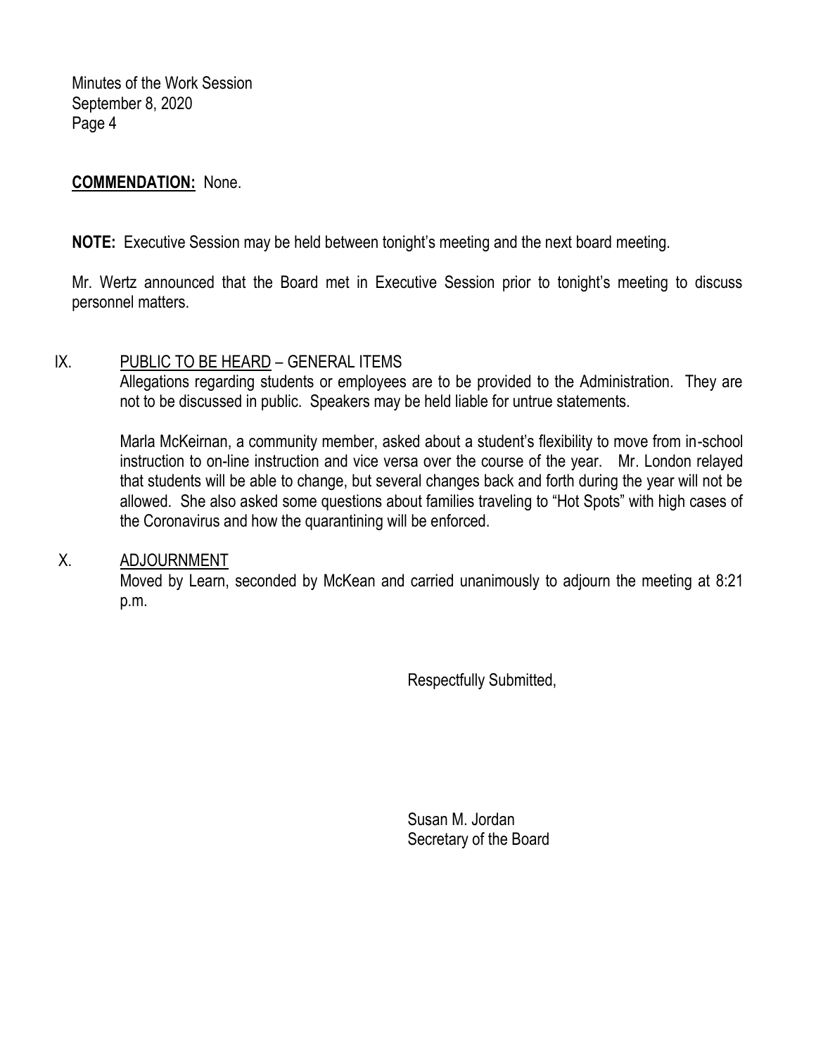**COMMENDATION:** None.

**NOTE:** Executive Session may be held between tonight's meeting and the next board meeting.

Mr. Wertz announced that the Board met in Executive Session prior to tonight's meeting to discuss personnel matters.

## IX. PUBLIC TO BE HEARD – GENERAL ITEMS

Allegations regarding students or employees are to be provided to the Administration. They are not to be discussed in public. Speakers may be held liable for untrue statements.

Marla McKeirnan, a community member, asked about a student's flexibility to move from in-school instruction to on-line instruction and vice versa over the course of the year. Mr. London relayed that students will be able to change, but several changes back and forth during the year will not be allowed. She also asked some questions about families traveling to "Hot Spots" with high cases of the Coronavirus and how the quarantining will be enforced.

## X. ADJOURNMENT

Moved by Learn, seconded by McKean and carried unanimously to adjourn the meeting at 8:21 p.m.

Respectfully Submitted,

Susan M. Jordan
Secretary of the Board